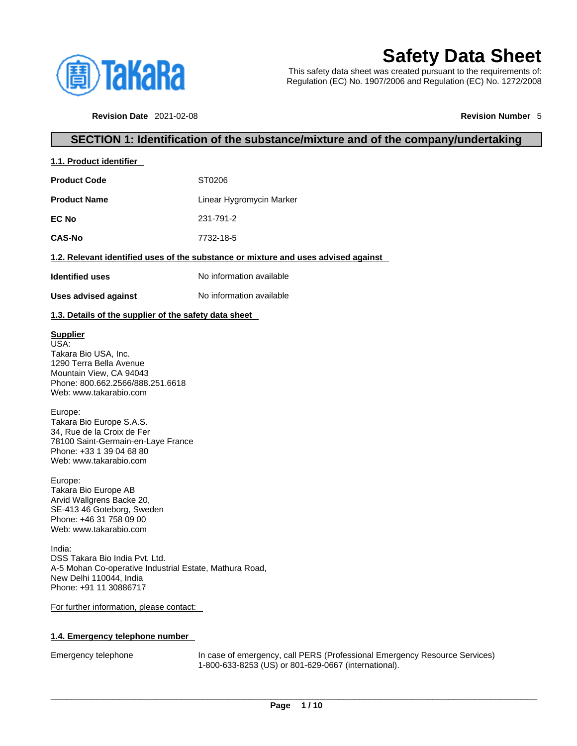# Safety Data Sheet

This safety data sheet was created pursuant to the requirements of:
Regulation (EC) No. 1907/2006 and Regulation (EC) No. 1272/2008

**Revision Date** 2021-02-08 **Revision Number** 5

## SECTION 1: Identification of the substance/mixture and of the company/undertaking

### 1.1. Product identifier

| | |
|---|---|
| **Product Code** | ST0206 |
| **Product Name** | Linear Hygromycin Marker |
| **EC No** | 231-791-2 |
| **CAS-No** | 7732-18-5 |

### 1.2. Relevant identified uses of the substance or mixture and uses advised against

| | |
|---|---|
| **Identified uses** | No information available |
| **Uses advised against** | No information available |

### 1.3. Details of the supplier of the safety data sheet

**Supplier**
USA:
Takara Bio USA, Inc.
1290 Terra Bella Avenue
Mountain View, CA 94043
Phone: 800.662.2566/888.251.6618
Web: www.takarabio.com

Europe:
Takara Bio Europe S.A.S.
34, Rue de la Croix de Fer
78100 Saint-Germain-en-Laye France
Phone: +33 1 39 04 68 80
Web: www.takarabio.com

Europe:
Takara Bio Europe AB
Arvid Wallgrens Backe 20,
SE-413 46 Goteborg, Sweden
Phone: +46 31 758 09 00
Web: www.takarabio.com

India:
DSS Takara Bio India Pvt. Ltd.
A-5 Mohan Co-operative Industrial Estate, Mathura Road,
New Delhi 110044, India
Phone: +91 11 30886717

For further information, please contact:

### 1.4. Emergency telephone number

| | |
|---|---|
| Emergency telephone | In case of emergency, call PERS (Professional Emergency Resource Services) 1-800-633-8253 (US) or 801-629-0667 (international). |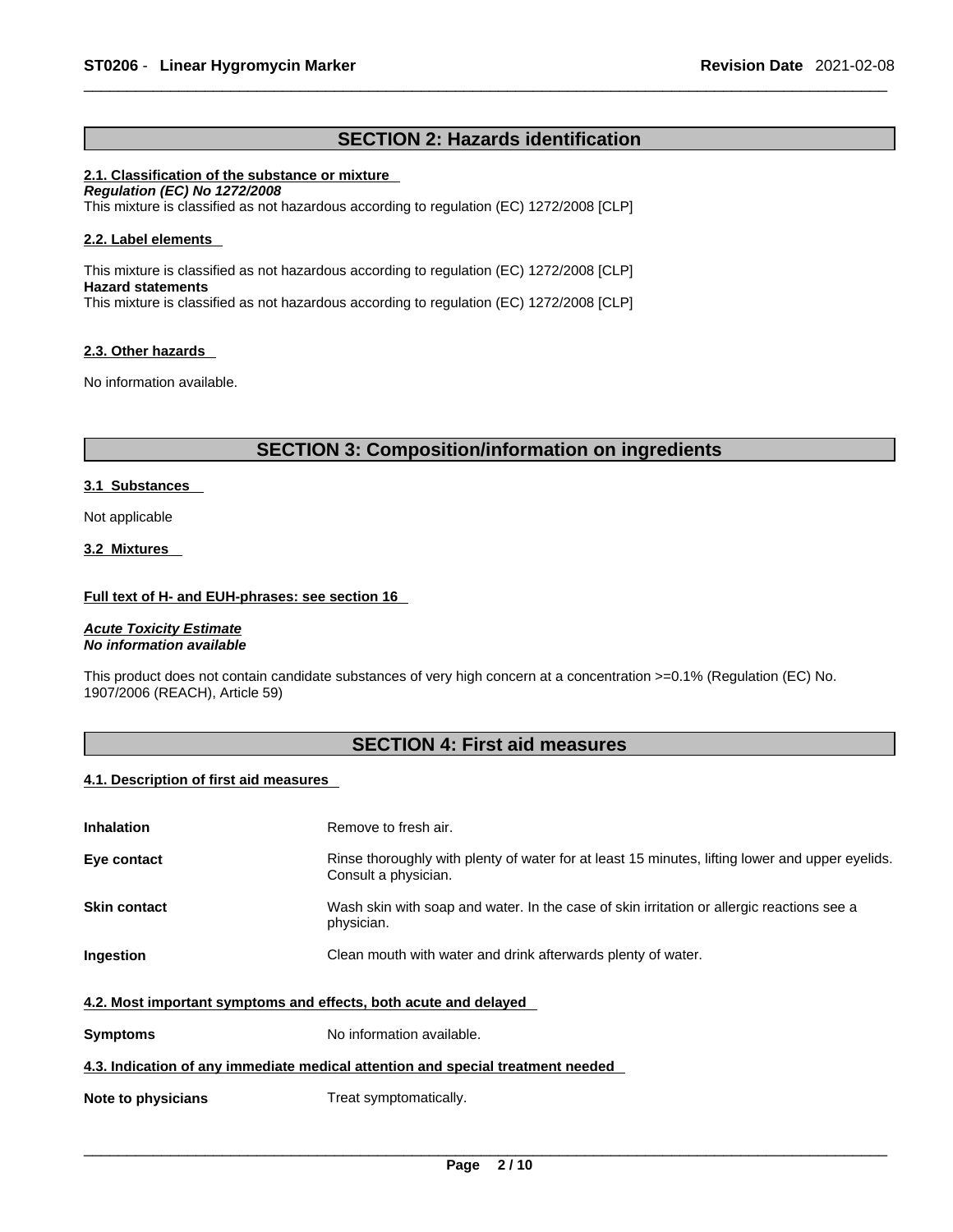## SECTION 2: Hazards identification

**2.1. Classification of the substance or mixture**

***Regulation (EC) No 1272/2008***

This mixture is classified as not hazardous according to regulation (EC) 1272/2008 [CLP]

**2.2. Label elements**

This mixture is classified as not hazardous according to regulation (EC) 1272/2008 [CLP]

**Hazard statements**

This mixture is classified as not hazardous according to regulation (EC) 1272/2008 [CLP]

**2.3. Other hazards**

No information available.

## SECTION 3: Composition/information on ingredients

**3.1 Substances**

Not applicable

**3.2 Mixtures**

**Full text of H- and EUH-phrases: see section 16**

***Acute Toxicity Estimate***

***No information available***

This product does not contain candidate substances of very high concern at a concentration >=0.1% (Regulation (EC) No. 1907/2006 (REACH), Article 59)

## SECTION 4: First aid measures

**4.1. Description of first aid measures**

| | |
|---|---|
| **Inhalation** | Remove to fresh air. |
| **Eye contact** | Rinse thoroughly with plenty of water for at least 15 minutes, lifting lower and upper eyelids. Consult a physician. |
| **Skin contact** | Wash skin with soap and water. In the case of skin irritation or allergic reactions see a physician. |
| **Ingestion** | Clean mouth with water and drink afterwards plenty of water. |

**4.2. Most important symptoms and effects, both acute and delayed**

| | |
|---|---|
| **Symptoms** | No information available. |

**4.3. Indication of any immediate medical attention and special treatment needed**

| | |
|---|---|
| **Note to physicians** | Treat symptomatically. |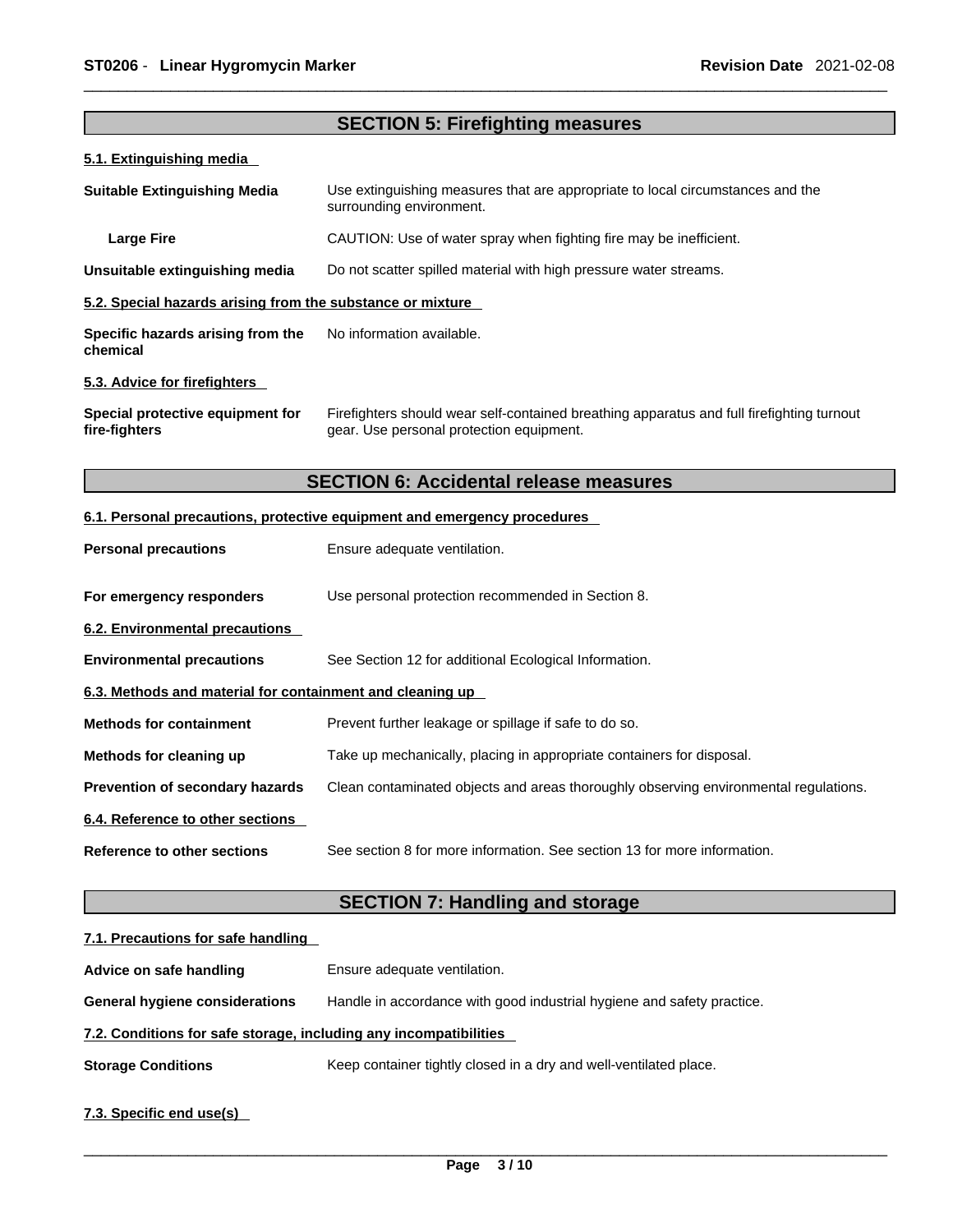## SECTION 5: Firefighting measures

### 5.1. Extinguishing media

| | |
|---|---|
| **Suitable Extinguishing Media** | Use extinguishing measures that are appropriate to local circumstances and the surrounding environment. |
| **Large Fire** | CAUTION: Use of water spray when fighting fire may be inefficient. |
| **Unsuitable extinguishing media** | Do not scatter spilled material with high pressure water streams. |

### 5.2. Special hazards arising from the substance or mixture

| | |
|---|---|
| **Specific hazards arising from the chemical** | No information available. |

### 5.3. Advice for firefighters

| | |
|---|---|
| **Special protective equipment for fire-fighters** | Firefighters should wear self-contained breathing apparatus and full firefighting turnout gear. Use personal protection equipment. |

## SECTION 6: Accidental release measures

### 6.1. Personal precautions, protective equipment and emergency procedures

| | |
|---|---|
| **Personal precautions** | Ensure adequate ventilation. |
| **For emergency responders** | Use personal protection recommended in Section 8. |

### 6.2. Environmental precautions

| | |
|---|---|
| **Environmental precautions** | See Section 12 for additional Ecological Information. |

### 6.3. Methods and material for containment and cleaning up

| | |
|---|---|
| **Methods for containment** | Prevent further leakage or spillage if safe to do so. |
| **Methods for cleaning up** | Take up mechanically, placing in appropriate containers for disposal. |
| **Prevention of secondary hazards** | Clean contaminated objects and areas thoroughly observing environmental regulations. |

### 6.4. Reference to other sections

| | |
|---|---|
| **Reference to other sections** | See section 8 for more information. See section 13 for more information. |

## SECTION 7: Handling and storage

### 7.1. Precautions for safe handling

| | |
|---|---|
| **Advice on safe handling** | Ensure adequate ventilation. |
| **General hygiene considerations** | Handle in accordance with good industrial hygiene and safety practice. |

### 7.2. Conditions for safe storage, including any incompatibilities

| | |
|---|---|
| **Storage Conditions** | Keep container tightly closed in a dry and well-ventilated place. |

### 7.3. Specific end use(s)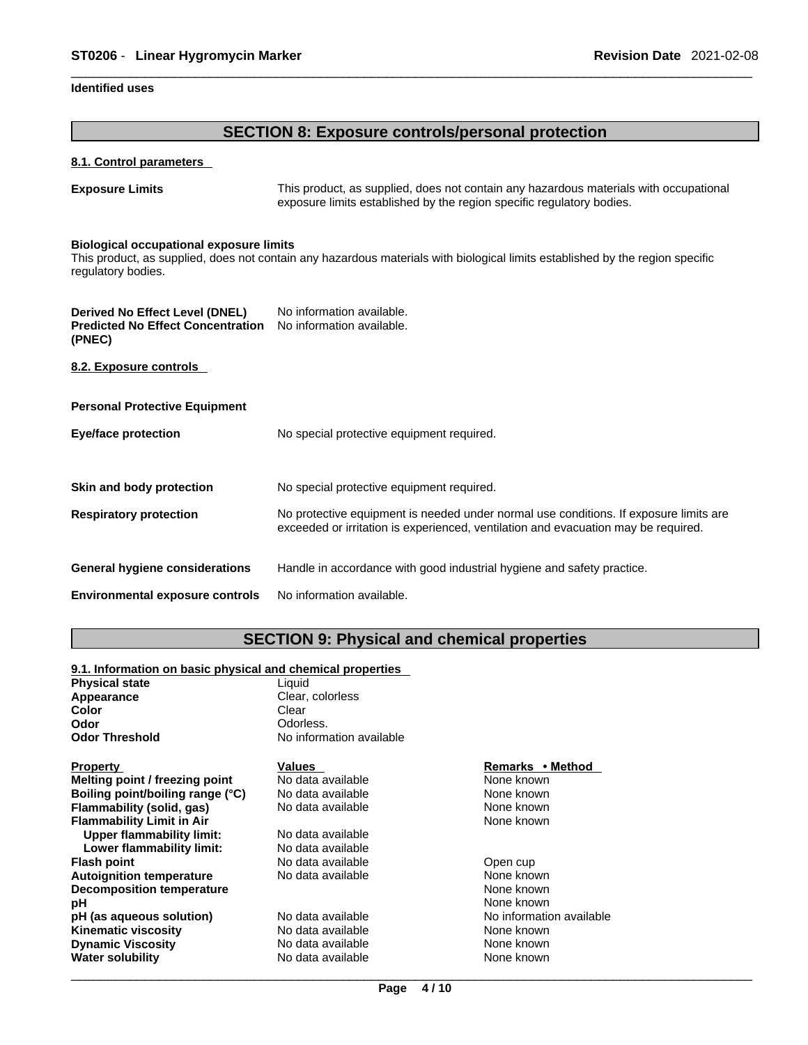**Identified uses**

## SECTION 8: Exposure controls/personal protection

### 8.1. Control parameters

| | |
|---|---|
| **Exposure Limits** | This product, as supplied, does not contain any hazardous materials with occupational exposure limits established by the region specific regulatory bodies. |

**Biological occupational exposure limits**
This product, as supplied, does not contain any hazardous materials with biological limits established by the region specific regulatory bodies.

| | |
|---|---|
| **Derived No Effect Level (DNEL)** | No information available. |
| **Predicted No Effect Concentration (PNEC)** | No information available. |

### 8.2. Exposure controls

**Personal Protective Equipment**

| | |
|---|---|
| **Eye/face protection** | No special protective equipment required. |
| **Skin and body protection** | No special protective equipment required. |
| **Respiratory protection** | No protective equipment is needed under normal use conditions. If exposure limits are exceeded or irritation is experienced, ventilation and evacuation may be required. |
| **General hygiene considerations** | Handle in accordance with good industrial hygiene and safety practice. |
| **Environmental exposure controls** | No information available. |

## SECTION 9: Physical and chemical properties

### 9.1. Information on basic physical and chemical properties

| | |
|---|---|
| **Physical state** | Liquid |
| **Appearance** | Clear, colorless |
| **Color** | Clear |
| **Odor** | Odorless. |
| **Odor Threshold** | No information available |

| Property | Values | Remarks • Method |
|---|---|---|
| **Melting point / freezing point** | No data available | None known |
| **Boiling point/boiling range (°C)** | No data available | None known |
| **Flammability (solid, gas)** | No data available | None known |
| **Flammability Limit in Air** | | None known |
| **Upper flammability limit:** | No data available | |
| **Lower flammability limit:** | No data available | |
| **Flash point** | No data available | Open cup |
| **Autoignition temperature** | No data available | None known |
| **Decomposition temperature** | | None known |
| **pH** | | None known |
| **pH (as aqueous solution)** | No data available | No information available |
| **Kinematic viscosity** | No data available | None known |
| **Dynamic Viscosity** | No data available | None known |
| **Water solubility** | No data available | None known |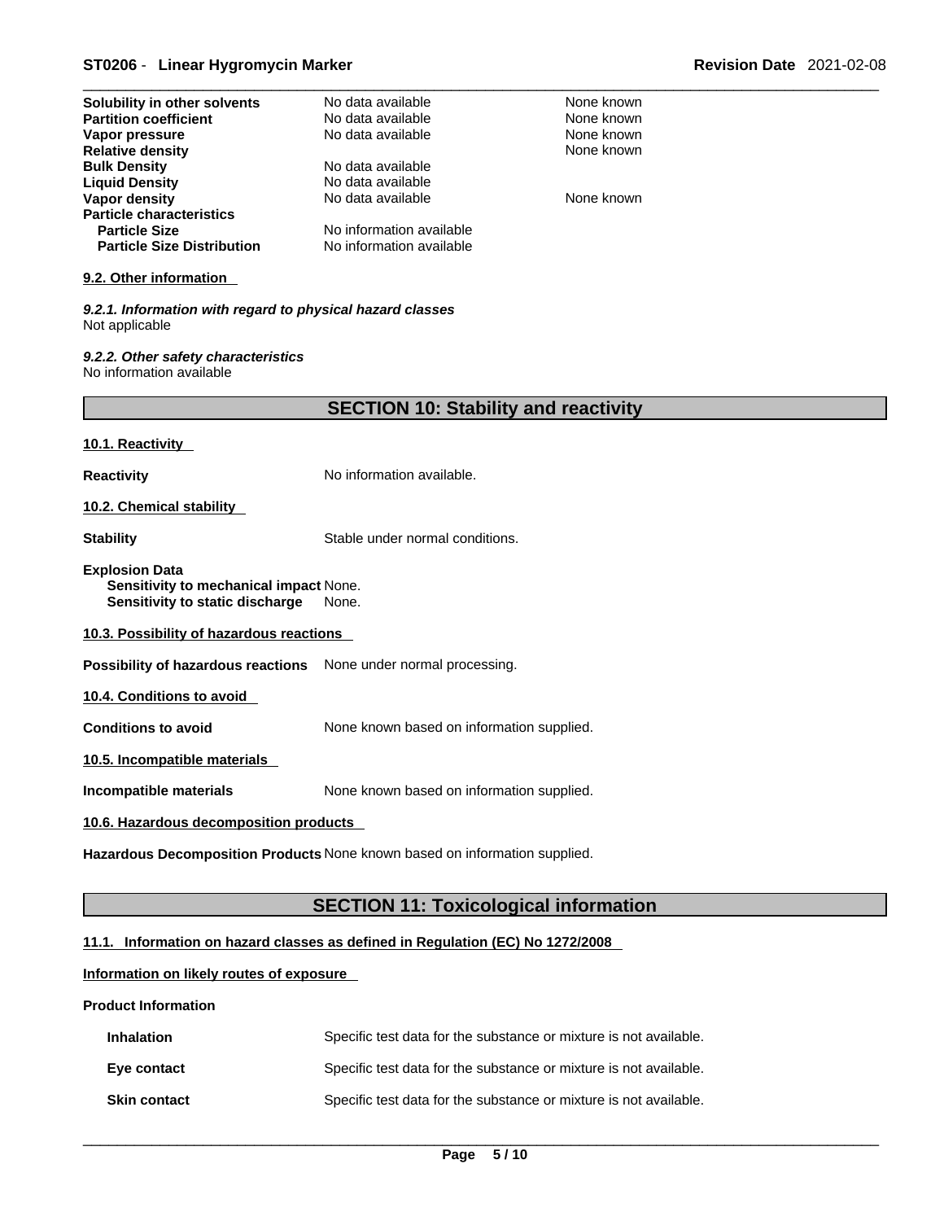| | | |
|---|---|---|
| **Solubility in other solvents** | No data available | None known |
| **Partition coefficient** | No data available | None known |
| **Vapor pressure** | No data available | None known |
| **Relative density** | | None known |
| **Bulk Density** | No data available | |
| **Liquid Density** | No data available | |
| **Vapor density** | No data available | None known |
| **Particle characteristics** | | |
| **Particle Size** | No information available | |
| **Particle Size Distribution** | No information available | |

**9.2. Other information**

***9.2.1. Information with regard to physical hazard classes***
Not applicable

***9.2.2. Other safety characteristics***
No information available

## SECTION 10: Stability and reactivity

**10.1. Reactivity**

**Reactivity** No information available.

**10.2. Chemical stability**

**Stability** Stable under normal conditions.

**Explosion Data**
**Sensitivity to mechanical impact** None.
**Sensitivity to static discharge** None.

**10.3. Possibility of hazardous reactions**

**Possibility of hazardous reactions** None under normal processing.

**10.4. Conditions to avoid**

**Conditions to avoid** None known based on information supplied.

**10.5. Incompatible materials**

**Incompatible materials** None known based on information supplied.

**10.6. Hazardous decomposition products**

**Hazardous Decomposition Products** None known based on information supplied.

## SECTION 11: Toxicological information

**11.1. Information on hazard classes as defined in Regulation (EC) No 1272/2008**

**Information on likely routes of exposure**

**Product Information**

**Inhalation** Specific test data for the substance or mixture is not available.

**Eye contact** Specific test data for the substance or mixture is not available.

**Skin contact** Specific test data for the substance or mixture is not available.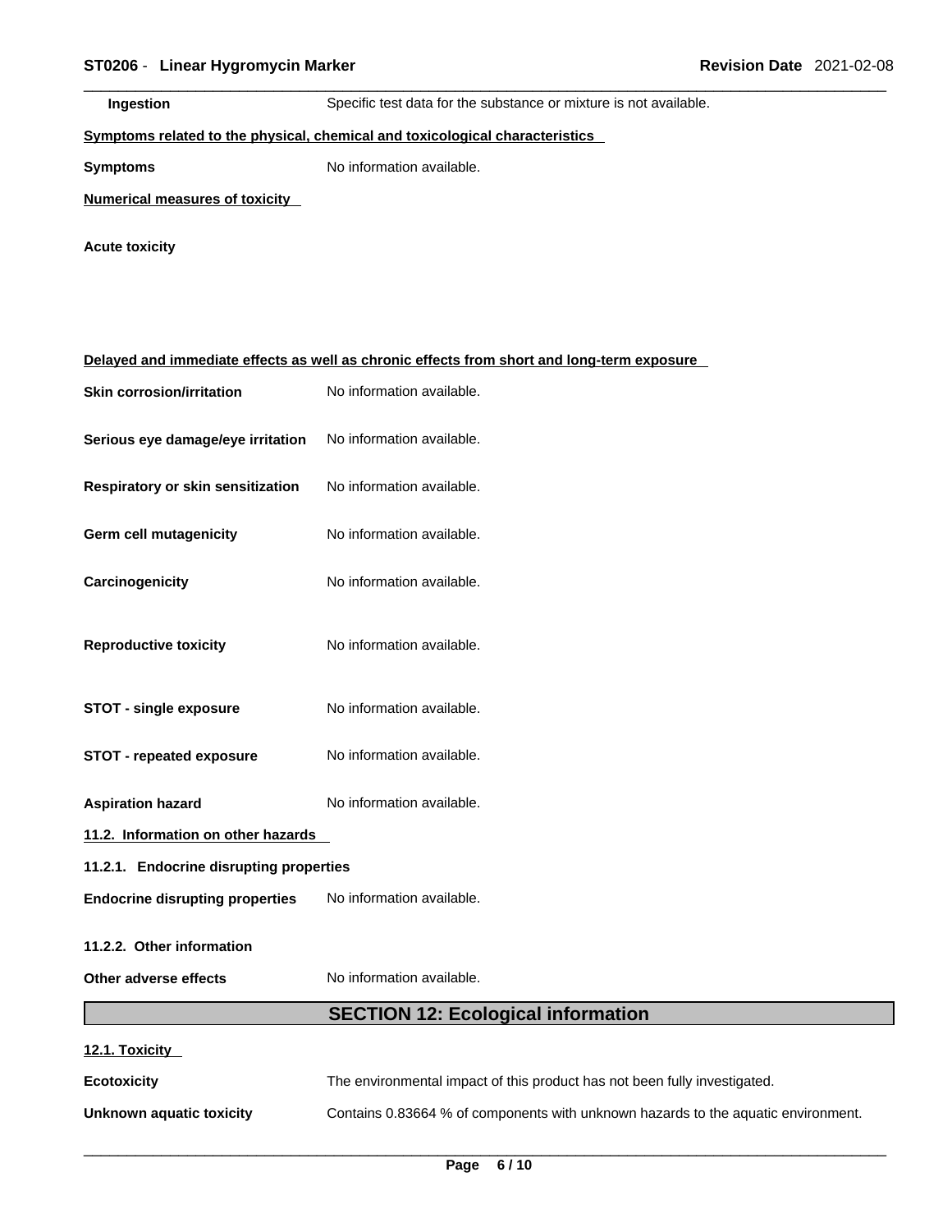**Ingestion** Specific test data for the substance or mixture is not available.

**Symptoms related to the physical, chemical and toxicological characteristics**

**Symptoms** No information available.

**Numerical measures of toxicity**

**Acute toxicity**

**Delayed and immediate effects as well as chronic effects from short and long-term exposure**

**Skin corrosion/irritation** No information available.

**Serious eye damage/eye irritation** No information available.

**Respiratory or skin sensitization** No information available.

**Germ cell mutagenicity** No information available.

**Carcinogenicity** No information available.

**Reproductive toxicity** No information available.

**STOT - single exposure** No information available.

**STOT - repeated exposure** No information available.

**Aspiration hazard** No information available.

**11.2. Information on other hazards**

**11.2.1. Endocrine disrupting properties**

**Endocrine disrupting properties** No information available.

**11.2.2. Other information**

**Other adverse effects** No information available.

## SECTION 12: Ecological information

**12.1. Toxicity**

**Ecotoxicity** The environmental impact of this product has not been fully investigated.

**Unknown aquatic toxicity** Contains 0.83664 % of components with unknown hazards to the aquatic environment.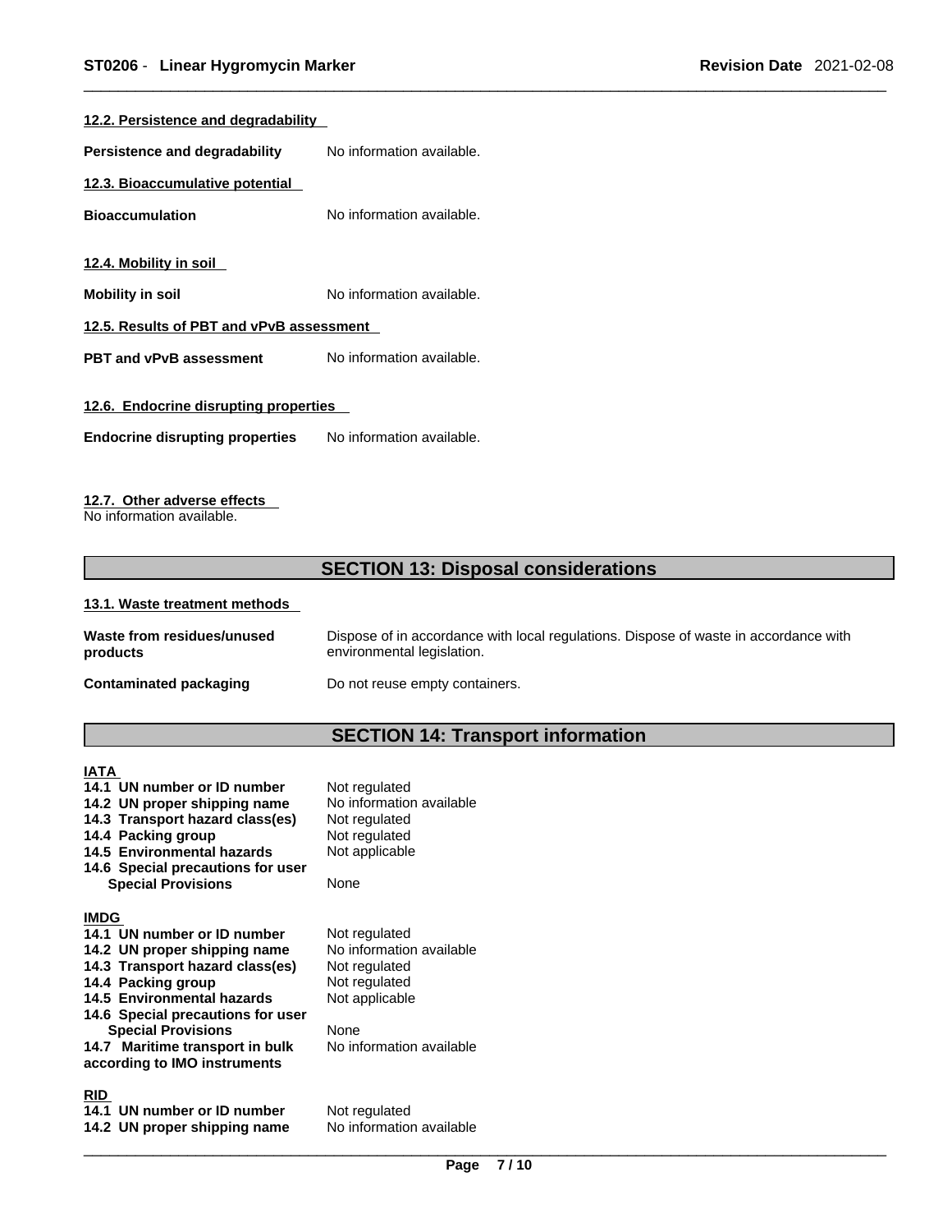### 12.2. Persistence and degradability

**Persistence and degradability** No information available.

### 12.3. Bioaccumulative potential

**Bioaccumulation** No information available.

### 12.4. Mobility in soil

**Mobility in soil** No information available.

### 12.5. Results of PBT and vPvB assessment

**PBT and vPvB assessment** No information available.

### 12.6. Endocrine disrupting properties

**Endocrine disrupting properties** No information available.

### 12.7. Other adverse effects

No information available.

## SECTION 13: Disposal considerations

### 13.1. Waste treatment methods

| | |
|---|---|
| **Waste from residues/unused products** | Dispose of in accordance with local regulations. Dispose of waste in accordance with environmental legislation. |
| **Contaminated packaging** | Do not reuse empty containers. |

## SECTION 14: Transport information

**IATA**

| | |
|---|---|
| **14.1 UN number or ID number** | Not regulated |
| **14.2 UN proper shipping name** | No information available |
| **14.3 Transport hazard class(es)** | Not regulated |
| **14.4 Packing group** | Not regulated |
| **14.5 Environmental hazards** | Not applicable |
| **14.6 Special precautions for user** | |
| **Special Provisions** | None |

**IMDG**

| | |
|---|---|
| **14.1 UN number or ID number** | Not regulated |
| **14.2 UN proper shipping name** | No information available |
| **14.3 Transport hazard class(es)** | Not regulated |
| **14.4 Packing group** | Not regulated |
| **14.5 Environmental hazards** | Not applicable |
| **14.6 Special precautions for user** | |
| **Special Provisions** | None |
| **14.7 Maritime transport in bulk according to IMO instruments** | No information available |

**RID**

| | |
|---|---|
| **14.1 UN number or ID number** | Not regulated |
| **14.2 UN proper shipping name** | No information available |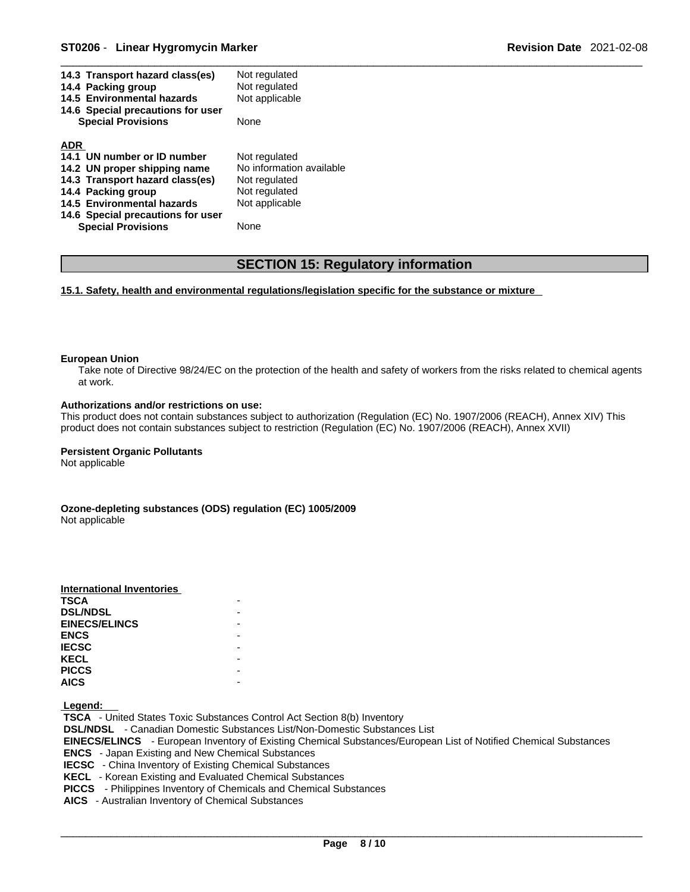| | |
|---|---|
| **14.3 Transport hazard class(es)** | Not regulated |
| **14.4 Packing group** | Not regulated |
| **14.5 Environmental hazards** | Not applicable |
| **14.6 Special precautions for user** | |
| **Special Provisions** | None |

**ADR**

| | |
|---|---|
| **14.1 UN number or ID number** | Not regulated |
| **14.2 UN proper shipping name** | No information available |
| **14.3 Transport hazard class(es)** | Not regulated |
| **14.4 Packing group** | Not regulated |
| **14.5 Environmental hazards** | Not applicable |
| **14.6 Special precautions for user** | |
| **Special Provisions** | None |

## SECTION 15: Regulatory information

**15.1. Safety, health and environmental regulations/legislation specific for the substance or mixture**

**European Union**

Take note of Directive 98/24/EC on the protection of the health and safety of workers from the risks related to chemical agents at work.

**Authorizations and/or restrictions on use:**

This product does not contain substances subject to authorization (Regulation (EC) No. 1907/2006 (REACH), Annex XIV) This product does not contain substances subject to restriction (Regulation (EC) No. 1907/2006 (REACH), Annex XVII)

**Persistent Organic Pollutants**

Not applicable

**Ozone-depleting substances (ODS) regulation (EC) 1005/2009**

Not applicable

**International Inventories**

| | |
|---|---|
| **TSCA** | - |
| **DSL/NDSL** | - |
| **EINECS/ELINCS** | - |
| **ENCS** | - |
| **IECSC** | - |
| **KECL** | - |
| **PICCS** | - |
| **AICS** | - |

**Legend:**

**TSCA** - United States Toxic Substances Control Act Section 8(b) Inventory
**DSL/NDSL** - Canadian Domestic Substances List/Non-Domestic Substances List
**EINECS/ELINCS** - European Inventory of Existing Chemical Substances/European List of Notified Chemical Substances
**ENCS** - Japan Existing and New Chemical Substances
**IECSC** - China Inventory of Existing Chemical Substances
**KECL** - Korean Existing and Evaluated Chemical Substances
**PICCS** - Philippines Inventory of Chemicals and Chemical Substances
**AICS** - Australian Inventory of Chemical Substances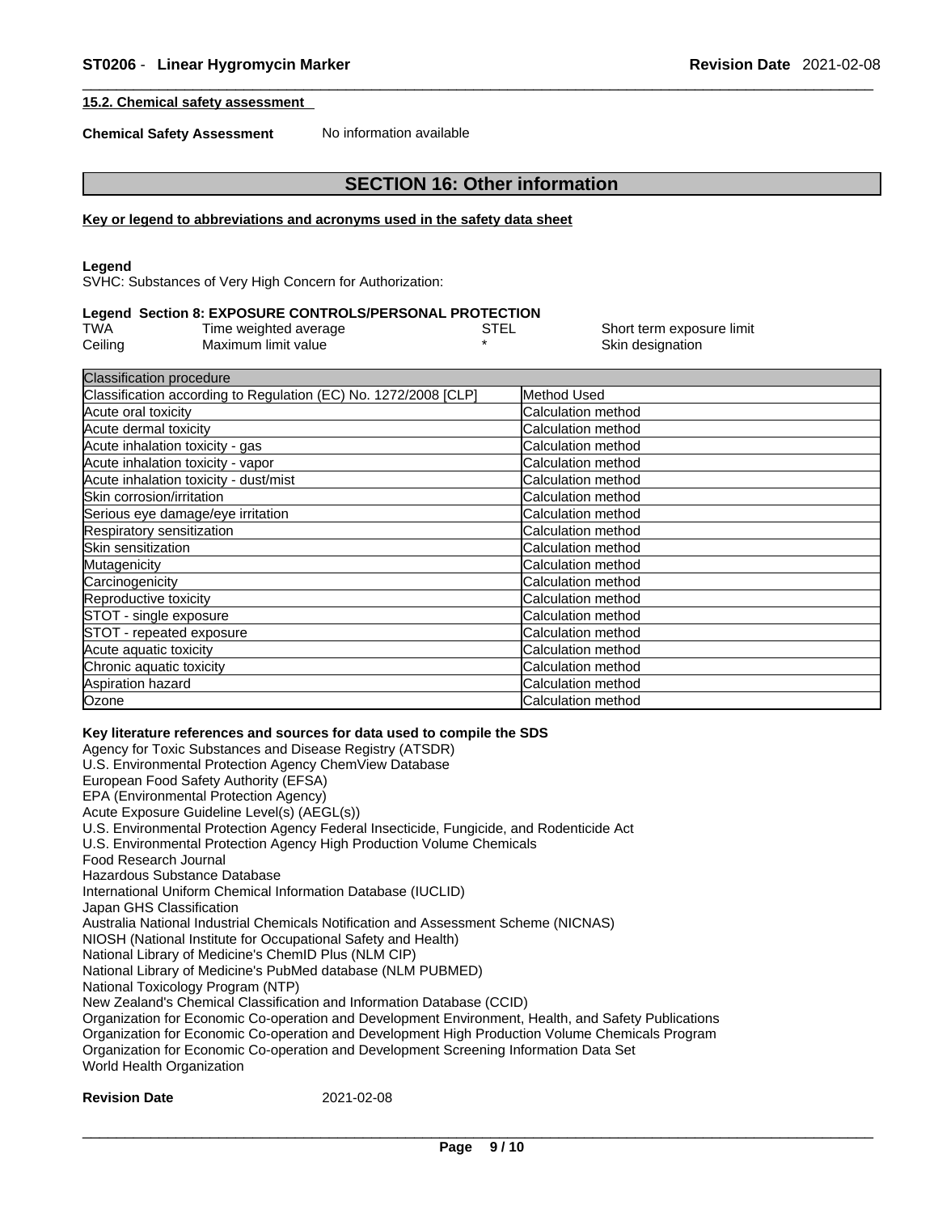**15.2. Chemical safety assessment**

**Chemical Safety Assessment** No information available

## SECTION 16: Other information

**Key or legend to abbreviations and acronyms used in the safety data sheet**

**Legend**
SVHC: Substances of Very High Concern for Authorization:

**Legend Section 8: EXPOSURE CONTROLS/PERSONAL PROTECTION**

| | | | |
|---|---|---|---|
| TWA | Time weighted average | STEL | Short term exposure limit |
| Ceiling | Maximum limit value | * | Skin designation |

| Classification procedure | |
|---|---|
| Classification according to Regulation (EC) No. 1272/2008 [CLP] | Method Used |
| Acute oral toxicity | Calculation method |
| Acute dermal toxicity | Calculation method |
| Acute inhalation toxicity - gas | Calculation method |
| Acute inhalation toxicity - vapor | Calculation method |
| Acute inhalation toxicity - dust/mist | Calculation method |
| Skin corrosion/irritation | Calculation method |
| Serious eye damage/eye irritation | Calculation method |
| Respiratory sensitization | Calculation method |
| Skin sensitization | Calculation method |
| Mutagenicity | Calculation method |
| Carcinogenicity | Calculation method |
| Reproductive toxicity | Calculation method |
| STOT - single exposure | Calculation method |
| STOT - repeated exposure | Calculation method |
| Acute aquatic toxicity | Calculation method |
| Chronic aquatic toxicity | Calculation method |
| Aspiration hazard | Calculation method |
| Ozone | Calculation method |

**Key literature references and sources for data used to compile the SDS**
Agency for Toxic Substances and Disease Registry (ATSDR)
U.S. Environmental Protection Agency ChemView Database
European Food Safety Authority (EFSA)
EPA (Environmental Protection Agency)
Acute Exposure Guideline Level(s) (AEGL(s))
U.S. Environmental Protection Agency Federal Insecticide, Fungicide, and Rodenticide Act
U.S. Environmental Protection Agency High Production Volume Chemicals
Food Research Journal
Hazardous Substance Database
International Uniform Chemical Information Database (IUCLID)
Japan GHS Classification
Australia National Industrial Chemicals Notification and Assessment Scheme (NICNAS)
NIOSH (National Institute for Occupational Safety and Health)
National Library of Medicine's ChemID Plus (NLM CIP)
National Library of Medicine's PubMed database (NLM PUBMED)
National Toxicology Program (NTP)
New Zealand's Chemical Classification and Information Database (CCID)
Organization for Economic Co-operation and Development Environment, Health, and Safety Publications
Organization for Economic Co-operation and Development High Production Volume Chemicals Program
Organization for Economic Co-operation and Development Screening Information Data Set
World Health Organization

**Revision Date** 2021-02-08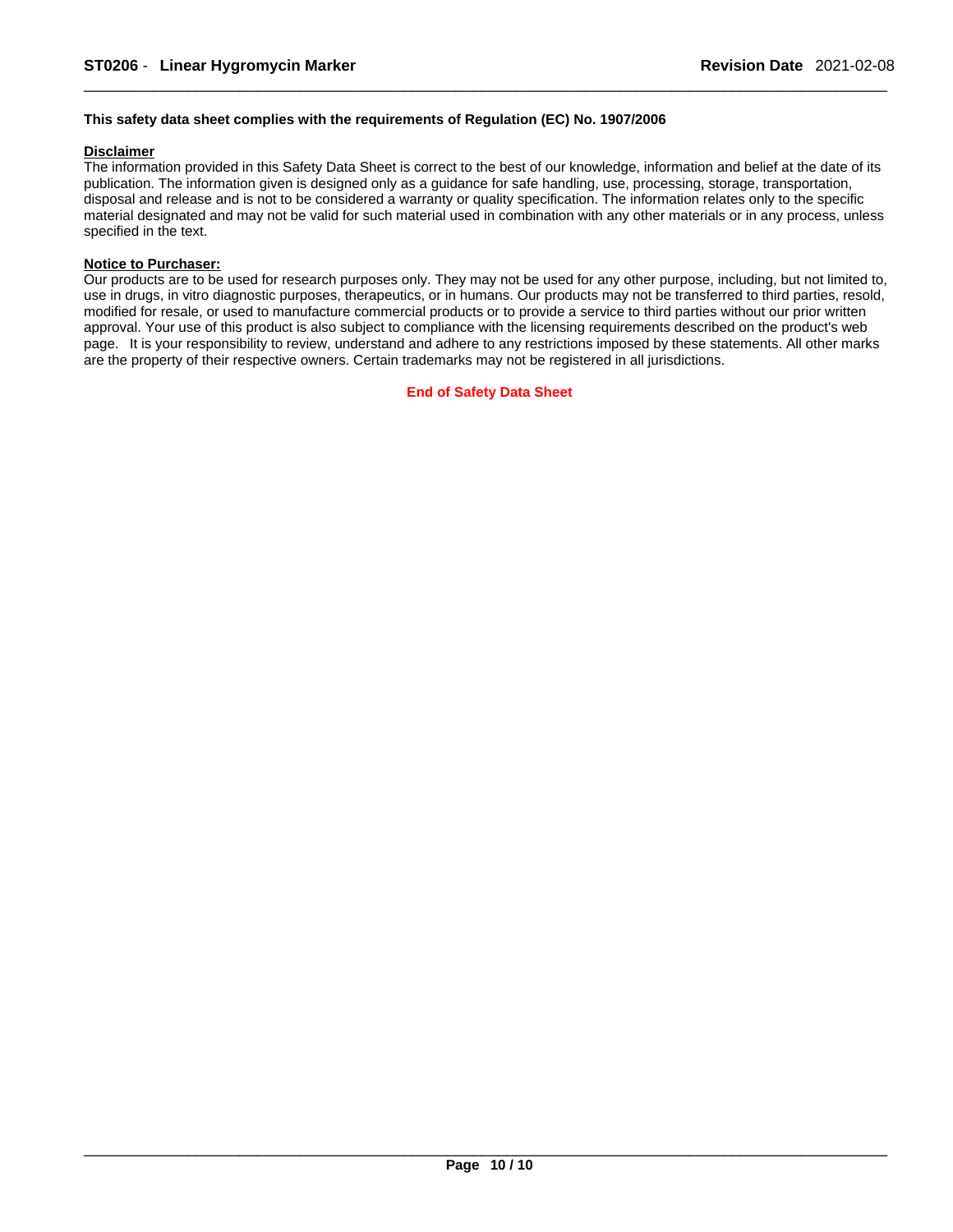**This safety data sheet complies with the requirements of Regulation (EC) No. 1907/2006**

**Disclaimer**

The information provided in this Safety Data Sheet is correct to the best of our knowledge, information and belief at the date of its publication. The information given is designed only as a guidance for safe handling, use, processing, storage, transportation, disposal and release and is not to be considered a warranty or quality specification. The information relates only to the specific material designated and may not be valid for such material used in combination with any other materials or in any process, unless specified in the text.

**Notice to Purchaser:**

Our products are to be used for research purposes only. They may not be used for any other purpose, including, but not limited to, use in drugs, in vitro diagnostic purposes, therapeutics, or in humans. Our products may not be transferred to third parties, resold, modified for resale, or used to manufacture commercial products or to provide a service to third parties without our prior written approval. Your use of this product is also subject to compliance with the licensing requirements described on the product's web page. It is your responsibility to review, understand and adhere to any restrictions imposed by these statements. All other marks are the property of their respective owners. Certain trademarks may not be registered in all jurisdictions.

**End of Safety Data Sheet**